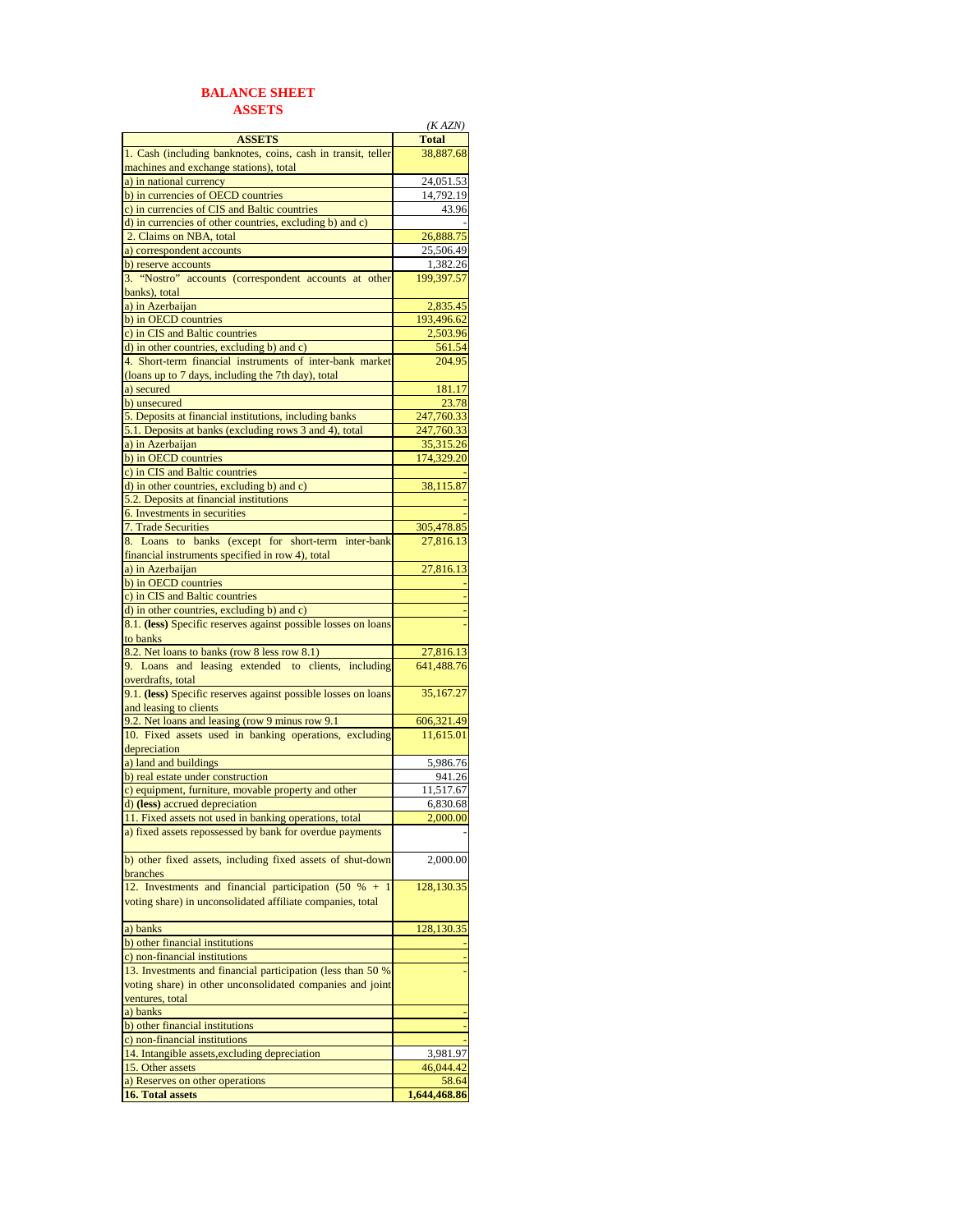# BALANCE SHEET

## ASSETS

*(K AZN)*

| ASSETS | Total |
|---|---|
| 1. Cash (including banknotes, coins, cash in transit, teller machines and exchange stations), total | 38,887.68 |
| a) in national currency | 24,051.53 |
| b) in currencies of OECD countries | 14,792.19 |
| c) in currencies of CIS and Baltic countries | 43.96 |
| d) in currencies of other countries, excluding b) and c) | - |
| 2. Claims on NBA, total | 26,888.75 |
| a) correspondent accounts | 25,506.49 |
| b) reserve accounts | 1,382.26 |
| 3. "Nostro" accounts (correspondent accounts at other banks), total | 199,397.57 |
| a) in Azerbaijan | 2,835.45 |
| b) in OECD countries | 193,496.62 |
| c) in CIS and Baltic countries | 2,503.96 |
| d) in other countries, excluding b) and c) | 561.54 |
| 4. Short-term financial instruments of inter-bank market (loans up to 7 days, including the 7th day), total | 204.95 |
| a) secured | 181.17 |
| b) unsecured | 23.78 |
| 5. Deposits at financial institutions, including banks | 247,760.33 |
| 5.1. Deposits at banks (excluding rows 3 and 4), total | 247,760.33 |
| a) in Azerbaijan | 35,315.26 |
| b) in OECD countries | 174,329.20 |
| c) in CIS and Baltic countries | - |
| d) in other countries, excluding b) and c) | 38,115.87 |
| 5.2. Deposits at financial institutions | - |
| 6. Investments in securities | - |
| 7. Trade Securities | 305,478.85 |
| 8. Loans to banks (except for short-term inter-bank financial instruments specified in row 4), total | 27,816.13 |
| a) in Azerbaijan | 27,816.13 |
| b) in OECD countries | - |
| c) in CIS and Baltic countries | - |
| d) in other countries, excluding b) and c) | - |
| 8.1. **(less)** Specific reserves against possible losses on loans to banks | - |
| 8.2. Net loans to banks (row 8 less row 8.1) | 27,816.13 |
| 9. Loans and leasing extended to clients, including overdrafts, total | 641,488.76 |
| 9.1. **(less)** Specific reserves against possible losses on loans and leasing to clients | 35,167.27 |
| 9.2. Net loans and leasing (row 9 minus row 9.1 | 606,321.49 |
| 10. Fixed assets used in banking operations, excluding depreciation | 11,615.01 |
| a) land and buildings | 5,986.76 |
| b) real estate under construction | 941.26 |
| c) equipment, furniture, movable property and other | 11,517.67 |
| d) **(less)** accrued depreciation | 6,830.68 |
| 11. Fixed assets not used in banking operations, total | 2,000.00 |
| a) fixed assets repossessed by bank for overdue payments | - |
| b) other fixed assets, including fixed assets of shut-down branches | 2,000.00 |
| 12. Investments and financial participation (50 % + 1 voting share) in unconsolidated affiliate companies, total | 128,130.35 |
| a) banks | 128,130.35 |
| b) other financial institutions | - |
| c) non-financial institutions | - |
| 13. Investments and financial participation (less than 50 % voting share) in other unconsolidated companies and joint ventures, total | - |
| a) banks | - |
| b) other financial institutions | - |
| c) non-financial institutions | - |
| 14. Intangible assets,excluding depreciation | 3,981.97 |
| 15. Other assets | 46,044.42 |
| a) Reserves on other operations | 58.64 |
| **16. Total assets** | **1,644,468.86** |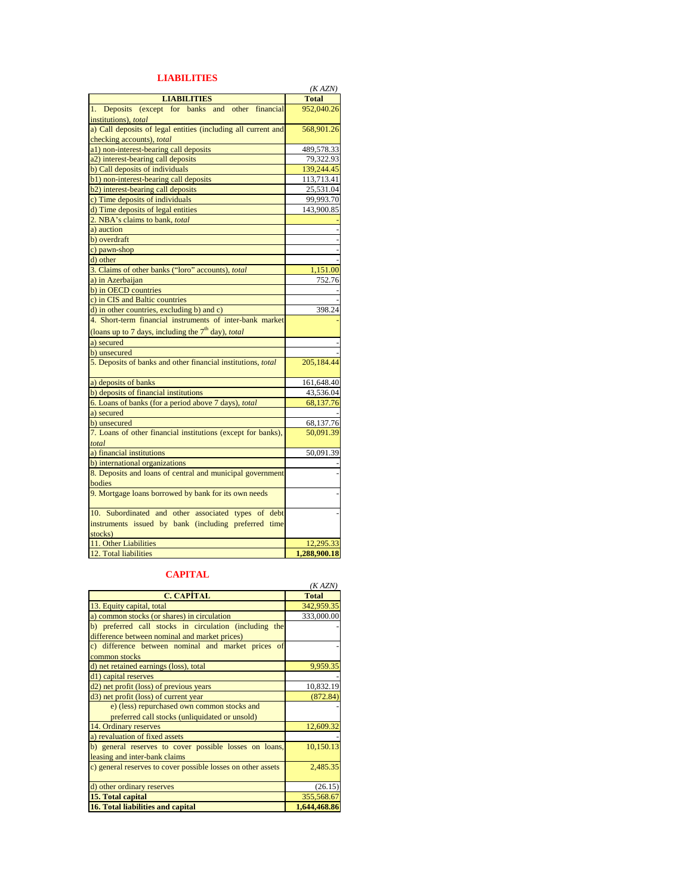## LIABILITIES

*(K AZN)*

| LIABILITIES | Total |
|---|---|
| 1. Deposits (except for banks and other financial institutions), *total* | 952,040.26 |
| a) Call deposits of legal entities (including all current and checking accounts), *total* | 568,901.26 |
| a1) non-interest-bearing call deposits | 489,578.33 |
| a2) interest-bearing call deposits | 79,322.93 |
| b) Call deposits of individuals | 139,244.45 |
| b1) non-interest-bearing call deposits | 113,713.41 |
| b2) interest-bearing call deposits | 25,531.04 |
| c) Time deposits of individuals | 99,993.70 |
| d) Time deposits of legal entities | 143,900.85 |
| 2. NBA's claims to bank, *total* | - |
| a) auction | - |
| b) overdraft | - |
| c) pawn-shop | - |
| d) other | - |
| 3. Claims of other banks ("loro" accounts), *total* | 1,151.00 |
| a) in Azerbaijan | 752.76 |
| b) in OECD countries | - |
| c) in CIS and Baltic countries | - |
| d) in other countries, excluding b) and c) | 398.24 |
| 4. Short-term financial instruments of inter-bank market (loans up to 7 days, including the 7th day), *total* | - |
| a) secured | - |
| b) unsecured | - |
| 5. Deposits of banks and other financial institutions, *total* | 205,184.44 |
| a) deposits of banks | 161,648.40 |
| b) deposits of financial institutions | 43,536.04 |
| 6. Loans of banks (for a period above 7 days), *total* | 68,137.76 |
| a) secured | - |
| b) unsecured | 68,137.76 |
| 7. Loans of other financial institutions (except for banks), *total* | 50,091.39 |
| a) financial institutions | 50,091.39 |
| b) international organizations | - |
| 8. Deposits and loans of central and municipal government bodies | - |
| 9. Mortgage loans borrowed by bank for its own needs | - |
| 10. Subordinated and other associated types of debt instruments issued by bank (including preferred time stocks) | - |
| 11. Other Liabilities | 12,295.33 |
| 12. Total liabilities | **1,288,900.18** |

## CAPITAL

*(K AZN)*

| C. CAPİTAL | Total |
|---|---|
| 13. Equity capital, total | 342,959.35 |
| a) common stocks (or shares) in circulation | 333,000.00 |
| b) preferred call stocks in circulation (including the difference between nominal and market prices) | - |
| c) difference between nominal and market prices of common stocks | - |
| d) net retained earnings (loss), total | 9,959.35 |
| d1) capital reserves | - |
| d2) net profit (loss) of previous years | 10,832.19 |
| d3) net profit (loss) of current year | (872.84) |
| e) (less) repurchased own common stocks and preferred call stocks (unliquidated or unsold) | - |
| 14. Ordinary reserves | 12,609.32 |
| a) revaluation of fixed assets | - |
| b) general reserves to cover possible losses on loans, leasing and inter-bank claims | 10,150.13 |
| c) general reserves to cover possible losses on other assets | 2,485.35 |
| d) other ordinary reserves | (26.15) |
| **15. Total capital** | 355,568.67 |
| **16. Total liabilities and capital** | **1,644,468.86** |